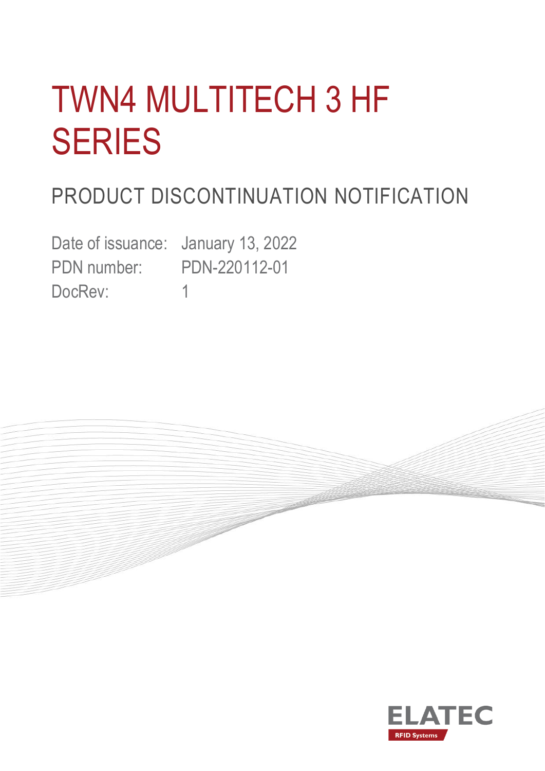# TWN4 MULTITECH 3 HF SERIES

## PRODUCT DISCONTINUATION NOTIFICATION

Date of issuance: January 13, 2022
PDN number: PDN-220112-01
DocRev: 1

ELATEC
RFID Systems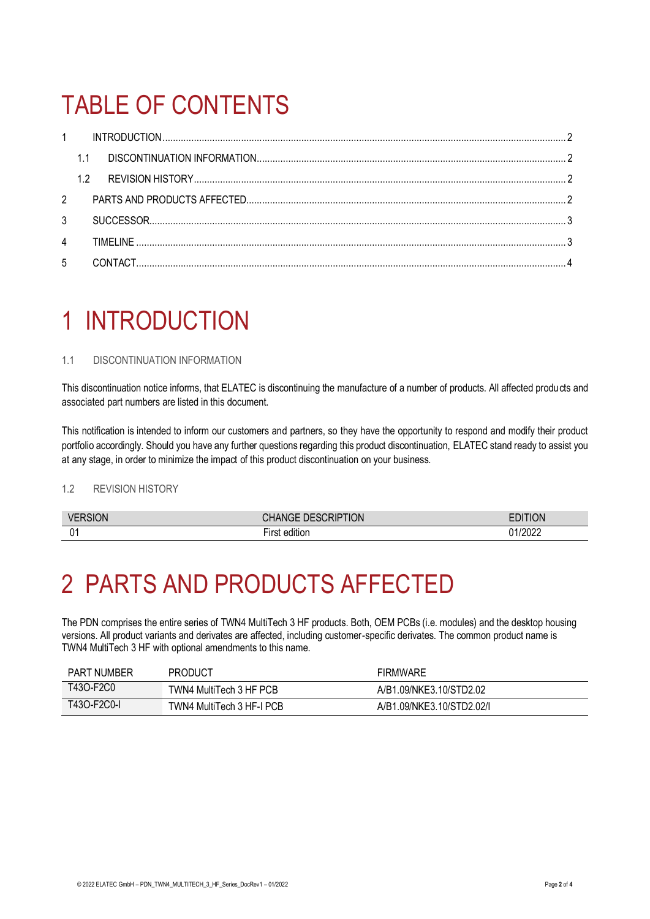# TABLE OF CONTENTS

1 INTRODUCTION ........ 2
 1.1 DISCONTINUATION INFORMATION ........ 2
 1.2 REVISION HISTORY ........ 2
2 PARTS AND PRODUCTS AFFECTED ........ 2
3 SUCCESSOR ........ 3
4 TIMELINE ........ 3
5 CONTACT ........ 4

# 1 INTRODUCTION

### 1.1 DISCONTINUATION INFORMATION

This discontinuation notice informs, that ELATEC is discontinuing the manufacture of a number of products. All affected products and associated part numbers are listed in this document.

This notification is intended to inform our customers and partners, so they have the opportunity to respond and modify their product portfolio accordingly. Should you have any further questions regarding this product discontinuation, ELATEC stand ready to assist you at any stage, in order to minimize the impact of this product discontinuation on your business.

### 1.2 REVISION HISTORY

| VERSION | CHANGE DESCRIPTION | EDITION |
|---|---|---|
| 01 | First edition | 01/2022 |

# 2 PARTS AND PRODUCTS AFFECTED

The PDN comprises the entire series of TWN4 MultiTech 3 HF products. Both, OEM PCBs (i.e. modules) and the desktop housing versions. All product variants and derivates are affected, including customer-specific derivates. The common product name is TWN4 MultiTech 3 HF with optional amendments to this name.

| PART NUMBER | PRODUCT | FIRMWARE |
|---|---|---|
| T43O-F2C0 | TWN4 MultiTech 3 HF PCB | A/B1.09/NKE3.10/STD2.02 |
| T43O-F2C0-I | TWN4 MultiTech 3 HF-I PCB | A/B1.09/NKE3.10/STD2.02/I |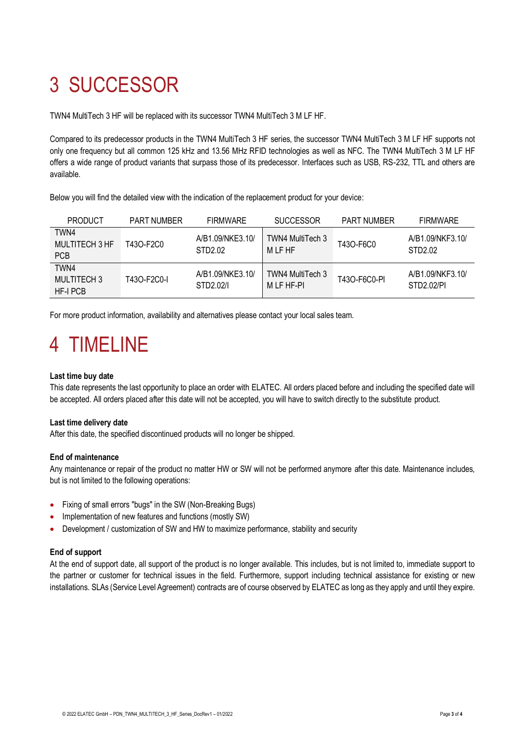# 3 SUCCESSOR

TWN4 MultiTech 3 HF will be replaced with its successor TWN4 MultiTech 3 M LF HF.

Compared to its predecessor products in the TWN4 MultiTech 3 HF series, the successor TWN4 MultiTech 3 M LF HF supports not only one frequency but all common 125 kHz and 13.56 MHz RFID technologies as well as NFC. The TWN4 MultiTech 3 M LF HF offers a wide range of product variants that surpass those of its predecessor. Interfaces such as USB, RS-232, TTL and others are available.

Below you will find the detailed view with the indication of the replacement product for your device:

| PRODUCT | PART NUMBER | FIRMWARE | SUCCESSOR | PART NUMBER | FIRMWARE |
|---|---|---|---|---|---|
| TWN4 MULTITECH 3 HF PCB | T43O-F2C0 | A/B1.09/NKE3.10/ STD2.02 | TWN4 MultiTech 3 M LF HF | T43O-F6C0 | A/B1.09/NKF3.10/ STD2.02 |
| TWN4 MULTITECH 3 HF-I PCB | T43O-F2C0-I | A/B1.09/NKE3.10/ STD2.02/I | TWN4 MultiTech 3 M LF HF-PI | T43O-F6C0-PI | A/B1.09/NKF3.10/ STD2.02/PI |

For more product information, availability and alternatives please contact your local sales team.

# 4 TIMELINE

**Last time buy date**
This date represents the last opportunity to place an order with ELATEC. All orders placed before and including the specified date will be accepted. All orders placed after this date will not be accepted, you will have to switch directly to the substitute product.

**Last time delivery date**
After this date, the specified discontinued products will no longer be shipped.

**End of maintenance**
Any maintenance or repair of the product no matter HW or SW will not be performed anymore after this date. Maintenance includes, but is not limited to the following operations:

- Fixing of small errors "bugs" in the SW (Non-Breaking Bugs)
- Implementation of new features and functions (mostly SW)
- Development / customization of SW and HW to maximize performance, stability and security

**End of support**
At the end of support date, all support of the product is no longer available. This includes, but is not limited to, immediate support to the partner or customer for technical issues in the field. Furthermore, support including technical assistance for existing or new installations. SLAs (Service Level Agreement) contracts are of course observed by ELATEC as long as they apply and until they expire.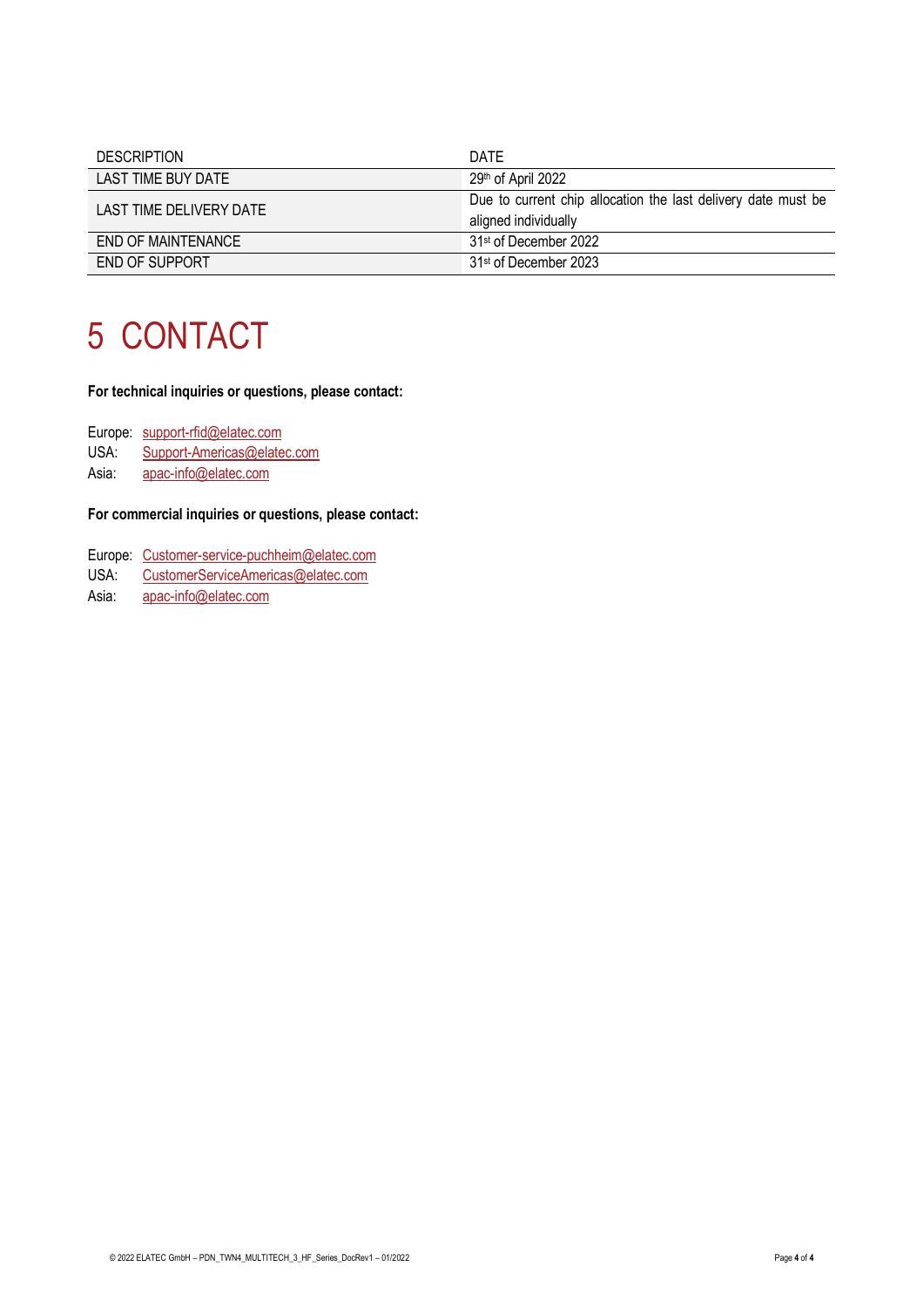| DESCRIPTION | DATE |
| --- | --- |
| LAST TIME BUY DATE | 29th of April 2022 |
| LAST TIME DELIVERY DATE | Due to current chip allocation the last delivery date must be aligned individually |
| END OF MAINTENANCE | 31st of December 2022 |
| END OF SUPPORT | 31st of December 2023 |

# 5 CONTACT

**For technical inquiries or questions, please contact:**

Europe: support-rfid@elatec.com
USA: Support-Americas@elatec.com
Asia: apac-info@elatec.com

**For commercial inquiries or questions, please contact:**

Europe: Customer-service-puchheim@elatec.com
USA: CustomerServiceAmericas@elatec.com
Asia: apac-info@elatec.com

© 2022 ELATEC GmbH – PDN_TWN4_MULTITECH_3_HF_Series_DocRev1 – 01/2022